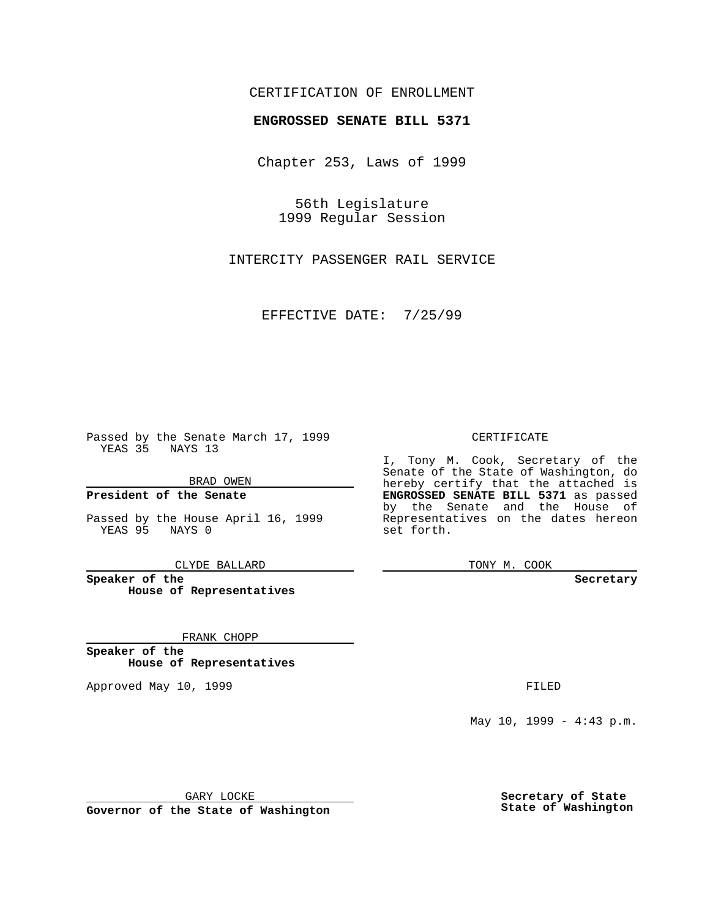CERTIFICATION OF ENROLLMENT

**ENGROSSED SENATE BILL 5371**

Chapter 253, Laws of 1999

56th Legislature
1999 Regular Session

INTERCITY PASSENGER RAIL SERVICE

EFFECTIVE DATE: 7/25/99

Passed by the Senate March 17, 1999
YEAS 35 NAYS 13

BRAD OWEN

**President of the Senate**

Passed by the House April 16, 1999
YEAS 95 NAYS 0

CLYDE BALLARD

**Speaker of the House of Representatives**

FRANK CHOPP

**Speaker of the House of Representatives**

Approved May 10, 1999

GARY LOCKE

**Governor of the State of Washington**

CERTIFICATE

I, Tony M. Cook, Secretary of the Senate of the State of Washington, do hereby certify that the attached is **ENGROSSED SENATE BILL 5371** as passed by the Senate and the House of Representatives on the dates hereon set forth.

TONY M. COOK

**Secretary**

FILED

May 10, 1999 - 4:43 p.m.

**Secretary of State**
**State of Washington**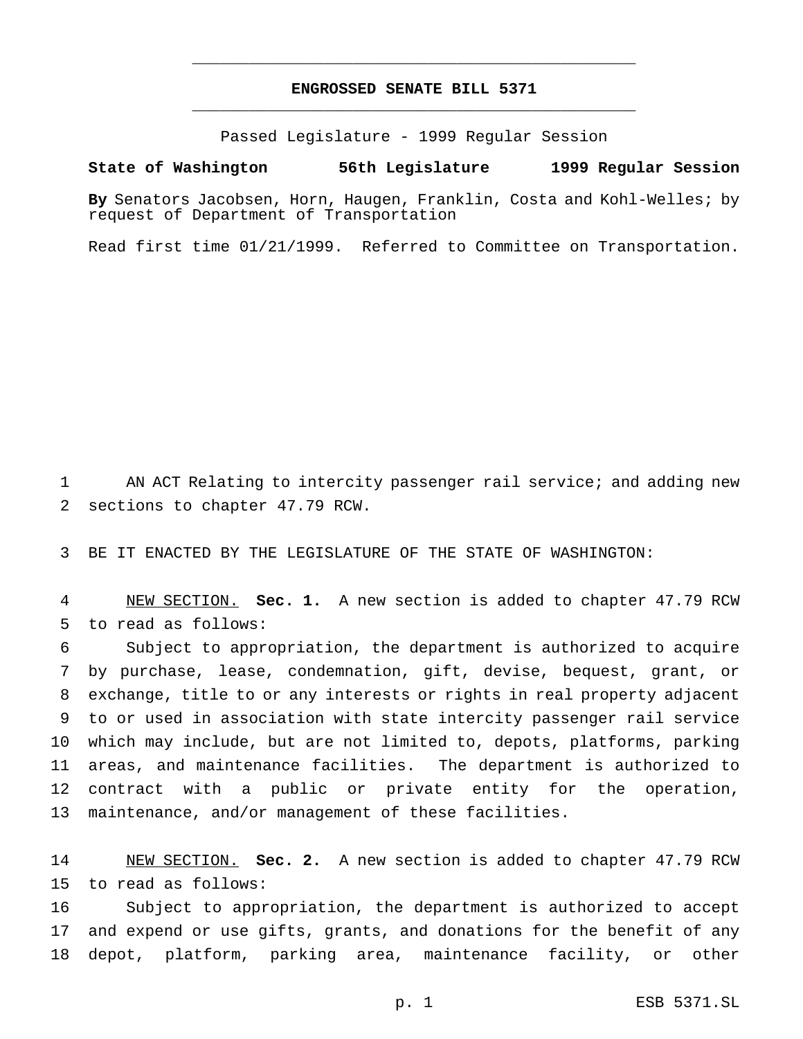## ENGROSSED SENATE BILL 5371

Passed Legislature - 1999 Regular Session

**State of Washington 56th Legislature 1999 Regular Session**

**By** Senators Jacobsen, Horn, Haugen, Franklin, Costa and Kohl-Welles; by request of Department of Transportation

Read first time 01/21/1999. Referred to Committee on Transportation.

AN ACT Relating to intercity passenger rail service; and adding new sections to chapter 47.79 RCW.

BE IT ENACTED BY THE LEGISLATURE OF THE STATE OF WASHINGTON:

NEW SECTION. **Sec. 1.** A new section is added to chapter 47.79 RCW to read as follows:

Subject to appropriation, the department is authorized to acquire by purchase, lease, condemnation, gift, devise, bequest, grant, or exchange, title to or any interests or rights in real property adjacent to or used in association with state intercity passenger rail service which may include, but are not limited to, depots, platforms, parking areas, and maintenance facilities. The department is authorized to contract with a public or private entity for the operation, maintenance, and/or management of these facilities.

NEW SECTION. **Sec. 2.** A new section is added to chapter 47.79 RCW to read as follows:

Subject to appropriation, the department is authorized to accept and expend or use gifts, grants, and donations for the benefit of any depot, platform, parking area, maintenance facility, or other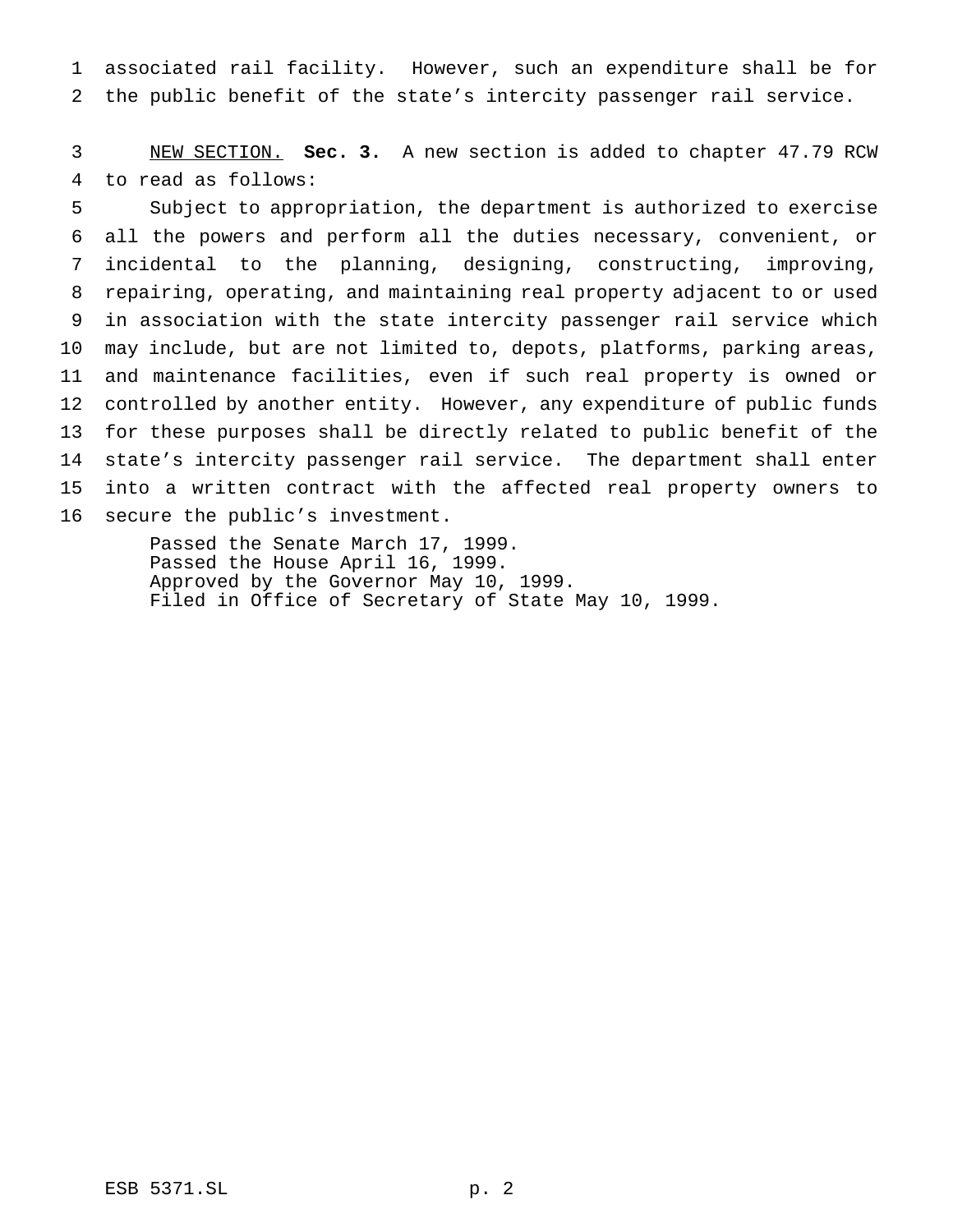associated rail facility. However, such an expenditure shall be for the public benefit of the state's intercity passenger rail service.

NEW SECTION. **Sec. 3.** A new section is added to chapter 47.79 RCW to read as follows:

Subject to appropriation, the department is authorized to exercise all the powers and perform all the duties necessary, convenient, or incidental to the planning, designing, constructing, improving, repairing, operating, and maintaining real property adjacent to or used in association with the state intercity passenger rail service which may include, but are not limited to, depots, platforms, parking areas, and maintenance facilities, even if such real property is owned or controlled by another entity. However, any expenditure of public funds for these purposes shall be directly related to public benefit of the state's intercity passenger rail service. The department shall enter into a written contract with the affected real property owners to secure the public's investment.

Passed the Senate March 17, 1999.
Passed the House April 16, 1999.
Approved by the Governor May 10, 1999.
Filed in Office of Secretary of State May 10, 1999.